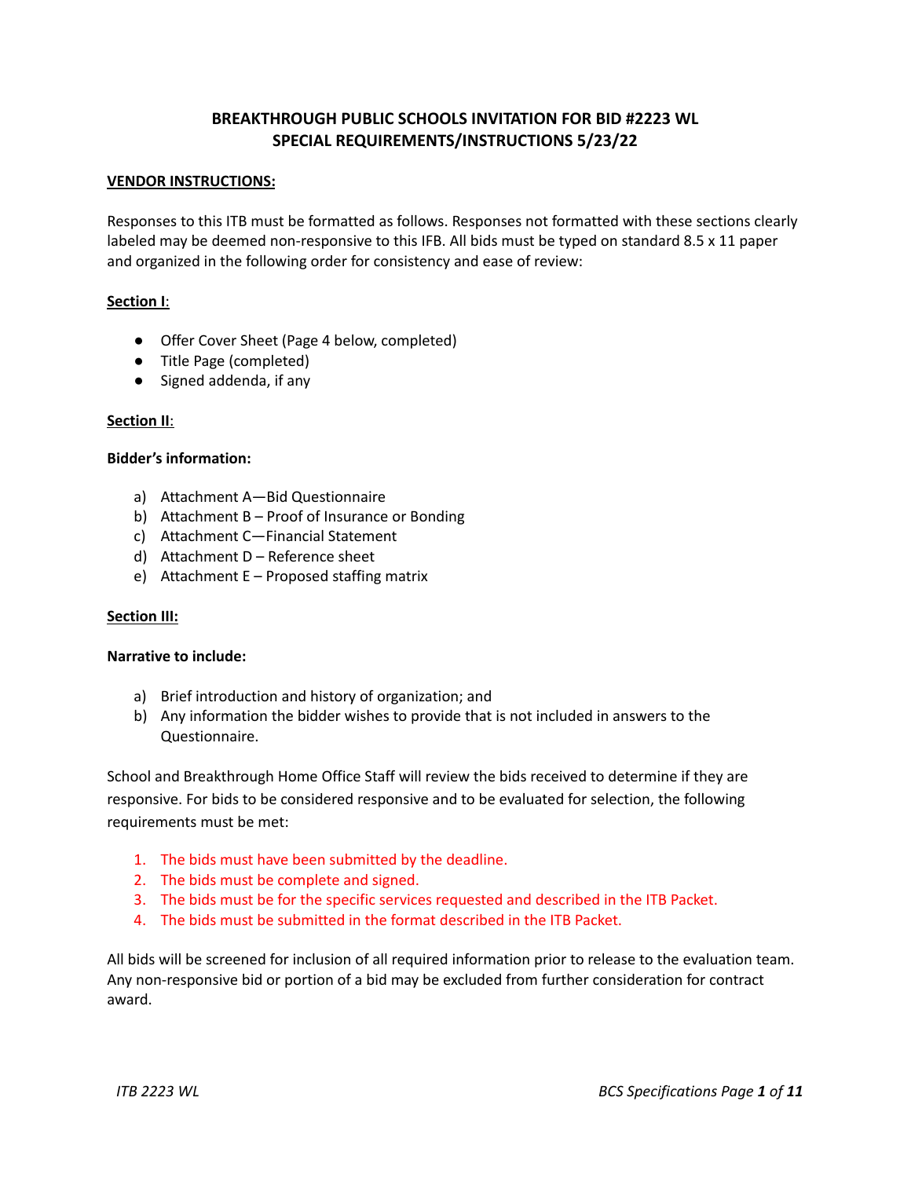# BREAKTHROUGH PUBLIC SCHOOLS INVITATION FOR BID #2223 WL
## SPECIAL REQUIREMENTS/INSTRUCTIONS 5/23/22

**VENDOR INSTRUCTIONS:**

Responses to this ITB must be formatted as follows. Responses not formatted with these sections clearly labeled may be deemed non-responsive to this IFB. All bids must be typed on standard 8.5 x 11 paper and organized in the following order for consistency and ease of review:

**Section I**:

- Offer Cover Sheet (Page 4 below, completed)
- Title Page (completed)
- Signed addenda, if any

**Section II**:

**Bidder's information:**

a) Attachment A—Bid Questionnaire
b) Attachment B – Proof of Insurance or Bonding
c) Attachment C—Financial Statement
d) Attachment D – Reference sheet
e) Attachment E – Proposed staffing matrix

**Section III:**

**Narrative to include:**

a) Brief introduction and history of organization; and
b) Any information the bidder wishes to provide that is not included in answers to the Questionnaire.

School and Breakthrough Home Office Staff will review the bids received to determine if they are responsive. For bids to be considered responsive and to be evaluated for selection, the following requirements must be met:

1. The bids must have been submitted by the deadline.
2. The bids must be complete and signed.
3. The bids must be for the specific services requested and described in the ITB Packet.
4. The bids must be submitted in the format described in the ITB Packet.

All bids will be screened for inclusion of all required information prior to release to the evaluation team. Any non-responsive bid or portion of a bid may be excluded from further consideration for contract award.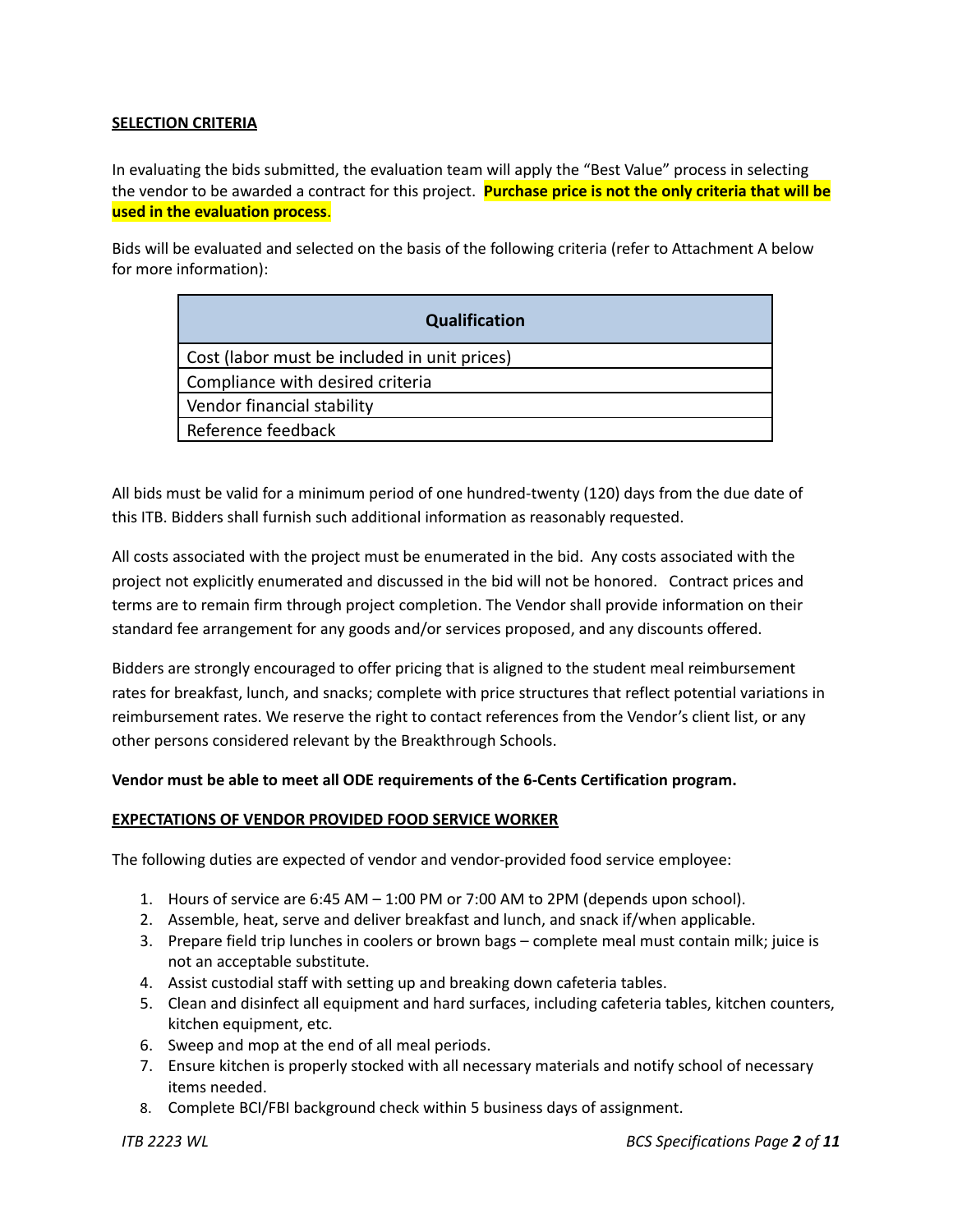**SELECTION CRITERIA**

In evaluating the bids submitted, the evaluation team will apply the "Best Value" process in selecting the vendor to be awarded a contract for this project. **Purchase price is not the only criteria that will be used in the evaluation process**.

Bids will be evaluated and selected on the basis of the following criteria (refer to Attachment A below for more information):

| Qualification |
| --- |
| Cost (labor must be included in unit prices) |
| Compliance with desired criteria |
| Vendor financial stability |
| Reference feedback |

All bids must be valid for a minimum period of one hundred-twenty (120) days from the due date of this ITB. Bidders shall furnish such additional information as reasonably requested.

All costs associated with the project must be enumerated in the bid. Any costs associated with the project not explicitly enumerated and discussed in the bid will not be honored. Contract prices and terms are to remain firm through project completion. The Vendor shall provide information on their standard fee arrangement for any goods and/or services proposed, and any discounts offered.

Bidders are strongly encouraged to offer pricing that is aligned to the student meal reimbursement rates for breakfast, lunch, and snacks; complete with price structures that reflect potential variations in reimbursement rates. We reserve the right to contact references from the Vendor's client list, or any other persons considered relevant by the Breakthrough Schools.

**Vendor must be able to meet all ODE requirements of the 6-Cents Certification program.**

**EXPECTATIONS OF VENDOR PROVIDED FOOD SERVICE WORKER**

The following duties are expected of vendor and vendor-provided food service employee:

1. Hours of service are 6:45 AM – 1:00 PM or 7:00 AM to 2PM (depends upon school).
2. Assemble, heat, serve and deliver breakfast and lunch, and snack if/when applicable.
3. Prepare field trip lunches in coolers or brown bags – complete meal must contain milk; juice is not an acceptable substitute.
4. Assist custodial staff with setting up and breaking down cafeteria tables.
5. Clean and disinfect all equipment and hard surfaces, including cafeteria tables, kitchen counters, kitchen equipment, etc.
6. Sweep and mop at the end of all meal periods.
7. Ensure kitchen is properly stocked with all necessary materials and notify school of necessary items needed.
8. Complete BCI/FBI background check within 5 business days of assignment.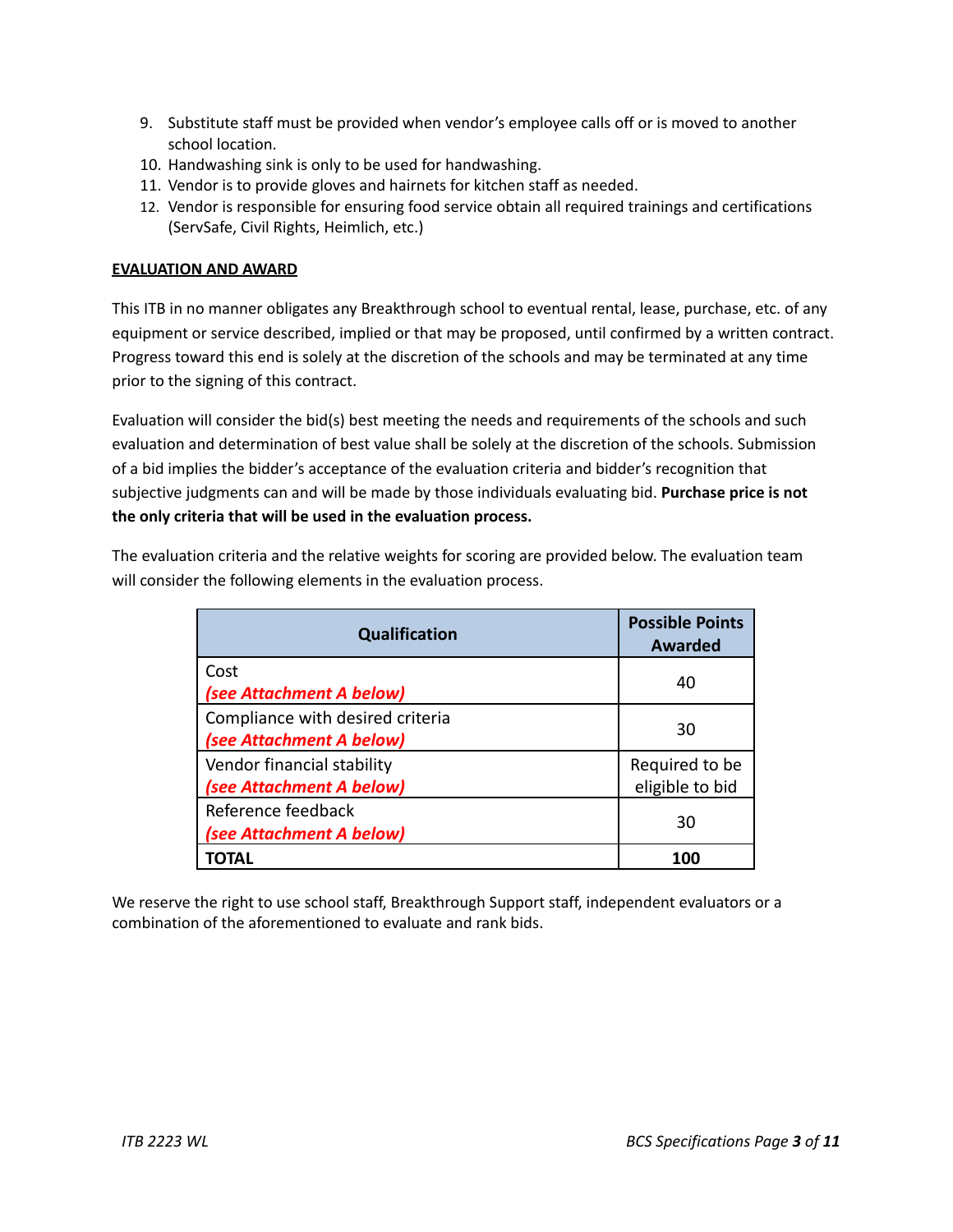9. Substitute staff must be provided when vendor's employee calls off or is moved to another school location.
10. Handwashing sink is only to be used for handwashing.
11. Vendor is to provide gloves and hairnets for kitchen staff as needed.
12. Vendor is responsible for ensuring food service obtain all required trainings and certifications (ServSafe, Civil Rights, Heimlich, etc.)

**EVALUATION AND AWARD**

This ITB in no manner obligates any Breakthrough school to eventual rental, lease, purchase, etc. of any equipment or service described, implied or that may be proposed, until confirmed by a written contract. Progress toward this end is solely at the discretion of the schools and may be terminated at any time prior to the signing of this contract.

Evaluation will consider the bid(s) best meeting the needs and requirements of the schools and such evaluation and determination of best value shall be solely at the discretion of the schools. Submission of a bid implies the bidder's acceptance of the evaluation criteria and bidder's recognition that subjective judgments can and will be made by those individuals evaluating bid. **Purchase price is not the only criteria that will be used in the evaluation process.**

The evaluation criteria and the relative weights for scoring are provided below. The evaluation team will consider the following elements in the evaluation process.

| Qualification | Possible Points Awarded |
|---|---|
| Cost<br>***(see Attachment A below)*** | 40 |
| Compliance with desired criteria<br>***(see Attachment A below)*** | 30 |
| Vendor financial stability<br>***(see Attachment A below)*** | Required to be eligible to bid |
| Reference feedback<br>***(see Attachment A below)*** | 30 |
| **TOTAL** | **100** |

We reserve the right to use school staff, Breakthrough Support staff, independent evaluators or a combination of the aforementioned to evaluate and rank bids.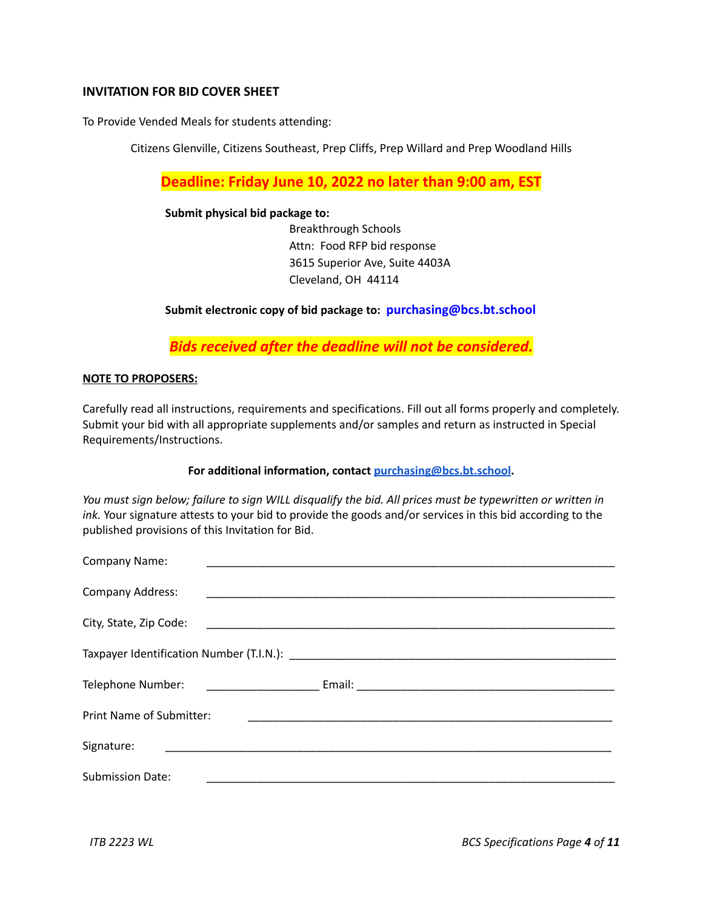## INVITATION FOR BID COVER SHEET

To Provide Vended Meals for students attending:

Citizens Glenville, Citizens Southeast, Prep Cliffs, Prep Willard and Prep Woodland Hills

**Deadline: Friday June 10, 2022 no later than 9:00 am, EST**

**Submit physical bid package to:**

Breakthrough Schools
Attn: Food RFP bid response
3615 Superior Ave, Suite 4403A
Cleveland, OH 44114

**Submit electronic copy of bid package to: purchasing@bcs.bt.school**

***Bids received after the deadline will not be considered.***

**NOTE TO PROPOSERS:**

Carefully read all instructions, requirements and specifications. Fill out all forms properly and completely. Submit your bid with all appropriate supplements and/or samples and return as instructed in Special Requirements/Instructions.

**For additional information, contact purchasing@bcs.bt.school.**

*You must sign below; failure to sign WILL disqualify the bid. All prices must be typewritten or written in ink.* Your signature attests to your bid to provide the goods and/or services in this bid according to the published provisions of this Invitation for Bid.

Company Name: ____________________________________________________________

Company Address: ____________________________________________________________

City, State, Zip Code: ____________________________________________________________

Taxpayer Identification Number (T.I.N.): ______________________________________________

Telephone Number: __________________ Email: ________________________________________

Print Name of Submitter: ______________________________________________________

Signature: ____________________________________________________________________

Submission Date: ____________________________________________________________

*ITB 2223 WL*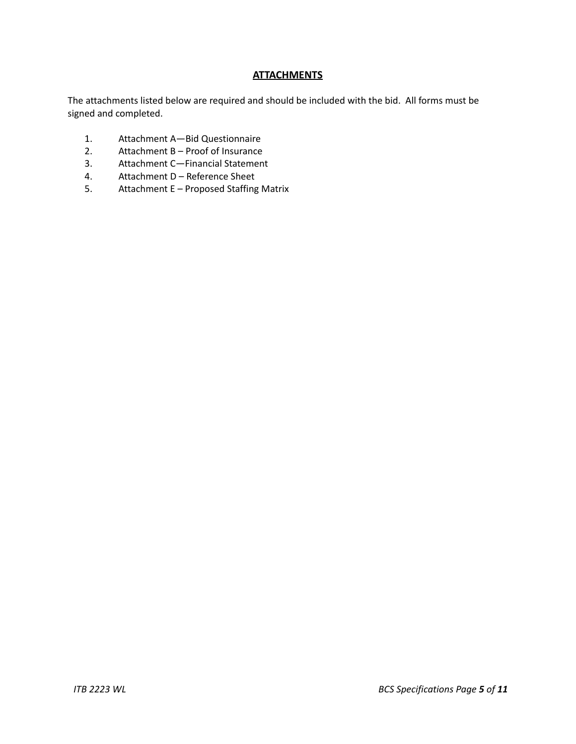# **ATTACHMENTS**

The attachments listed below are required and should be included with the bid. All forms must be signed and completed.

1. Attachment A—Bid Questionnaire
2. Attachment B – Proof of Insurance
3. Attachment C—Financial Statement
4. Attachment D – Reference Sheet
5. Attachment E – Proposed Staffing Matrix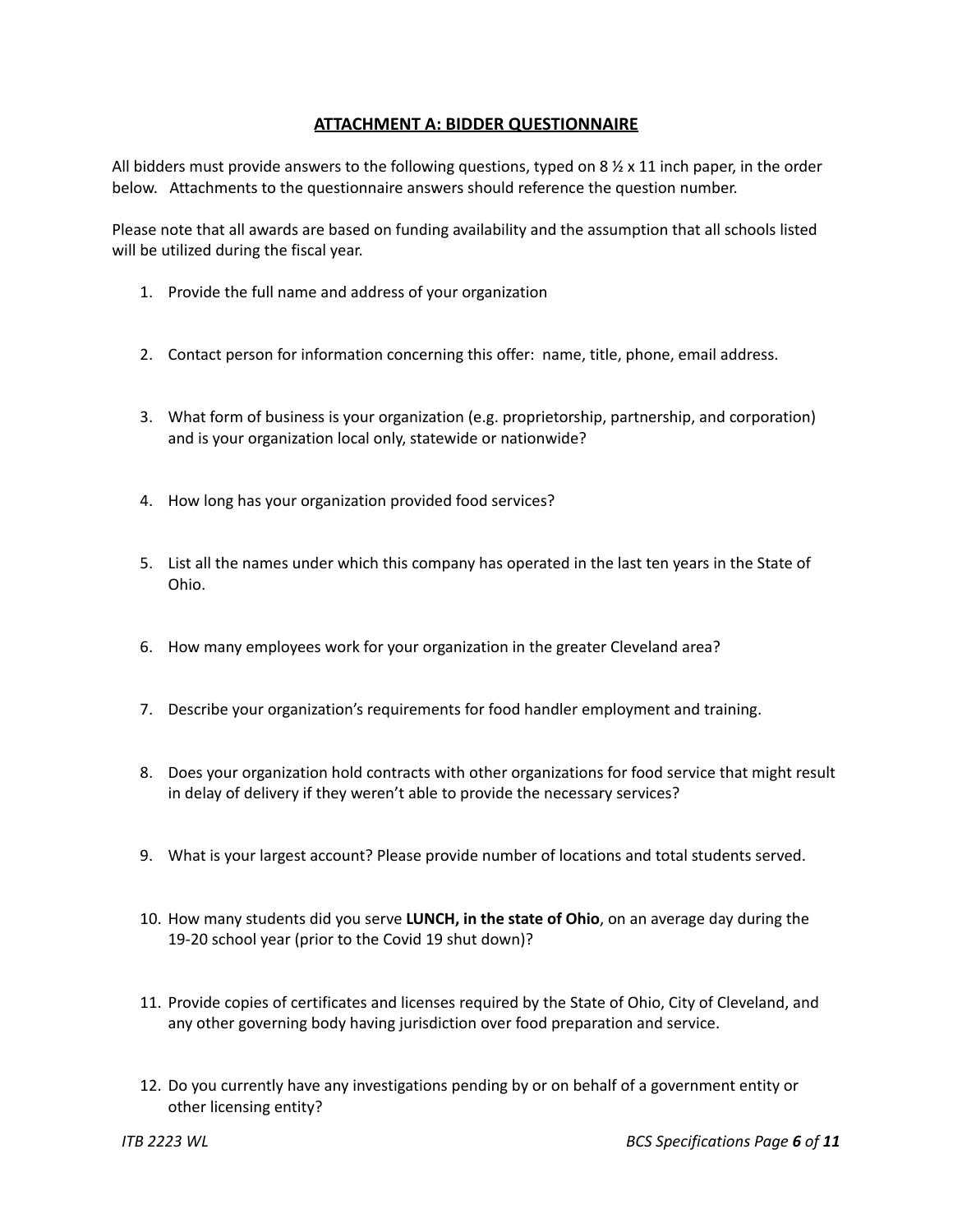## ATTACHMENT A: BIDDER QUESTIONNAIRE

All bidders must provide answers to the following questions, typed on 8 ½ x 11 inch paper, in the order below. Attachments to the questionnaire answers should reference the question number.

Please note that all awards are based on funding availability and the assumption that all schools listed will be utilized during the fiscal year.

1. Provide the full name and address of your organization

2. Contact person for information concerning this offer: name, title, phone, email address.

3. What form of business is your organization (e.g. proprietorship, partnership, and corporation) and is your organization local only, statewide or nationwide?

4. How long has your organization provided food services?

5. List all the names under which this company has operated in the last ten years in the State of Ohio.

6. How many employees work for your organization in the greater Cleveland area?

7. Describe your organization's requirements for food handler employment and training.

8. Does your organization hold contracts with other organizations for food service that might result in delay of delivery if they weren't able to provide the necessary services?

9. What is your largest account? Please provide number of locations and total students served.

10. How many students did you serve **LUNCH, in the state of Ohio**, on an average day during the 19-20 school year (prior to the Covid 19 shut down)?

11. Provide copies of certificates and licenses required by the State of Ohio, City of Cleveland, and any other governing body having jurisdiction over food preparation and service.

12. Do you currently have any investigations pending by or on behalf of a government entity or other licensing entity?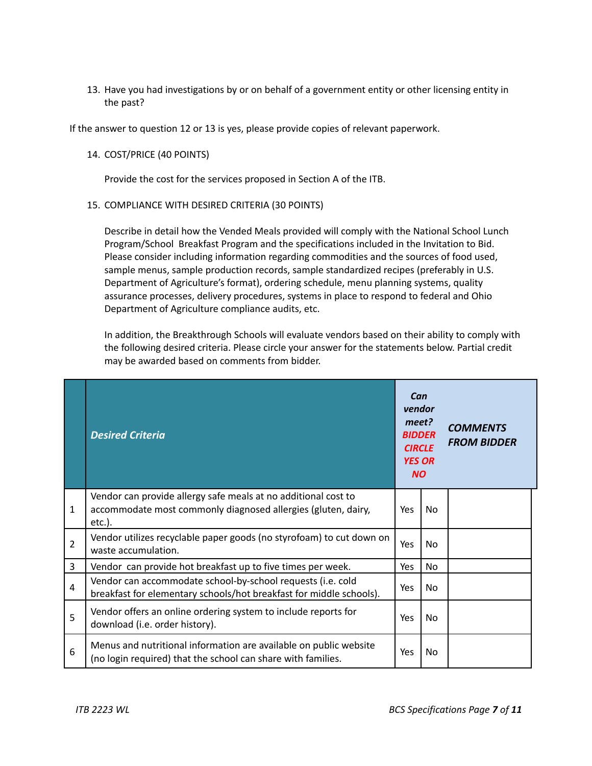13. Have you had investigations by or on behalf of a government entity or other licensing entity in the past?

If the answer to question 12 or 13 is yes, please provide copies of relevant paperwork.

14. COST/PRICE (40 POINTS)

    Provide the cost for the services proposed in Section A of the ITB.

15. COMPLIANCE WITH DESIRED CRITERIA (30 POINTS)

    Describe in detail how the Vended Meals provided will comply with the National School Lunch Program/School Breakfast Program and the specifications included in the Invitation to Bid. Please consider including information regarding commodities and the sources of food used, sample menus, sample production records, sample standardized recipes (preferably in U.S. Department of Agriculture's format), ordering schedule, menu planning systems, quality assurance processes, delivery procedures, systems in place to respond to federal and Ohio Department of Agriculture compliance audits, etc.

    In addition, the Breakthrough Schools will evaluate vendors based on their ability to comply with the following desired criteria. Please circle your answer for the statements below. Partial credit may be awarded based on comments from bidder.

| | *Desired Criteria* | ***Can vendor meet? BIDDER CIRCLE YES OR NO*** | | ***COMMENTS FROM BIDDER*** |
|---|---|---|---|---|
| 1 | Vendor can provide allergy safe meals at no additional cost to accommodate most commonly diagnosed allergies (gluten, dairy, etc.). | Yes | No | |
| 2 | Vendor utilizes recyclable paper goods (no styrofoam) to cut down on waste accumulation. | Yes | No | |
| 3 | Vendor can provide hot breakfast up to five times per week. | Yes | No | |
| 4 | Vendor can accommodate school-by-school requests (i.e. cold breakfast for elementary schools/hot breakfast for middle schools). | Yes | No | |
| 5 | Vendor offers an online ordering system to include reports for download (i.e. order history). | Yes | No | |
| 6 | Menus and nutritional information are available on public website (no login required) that the school can share with families. | Yes | No | |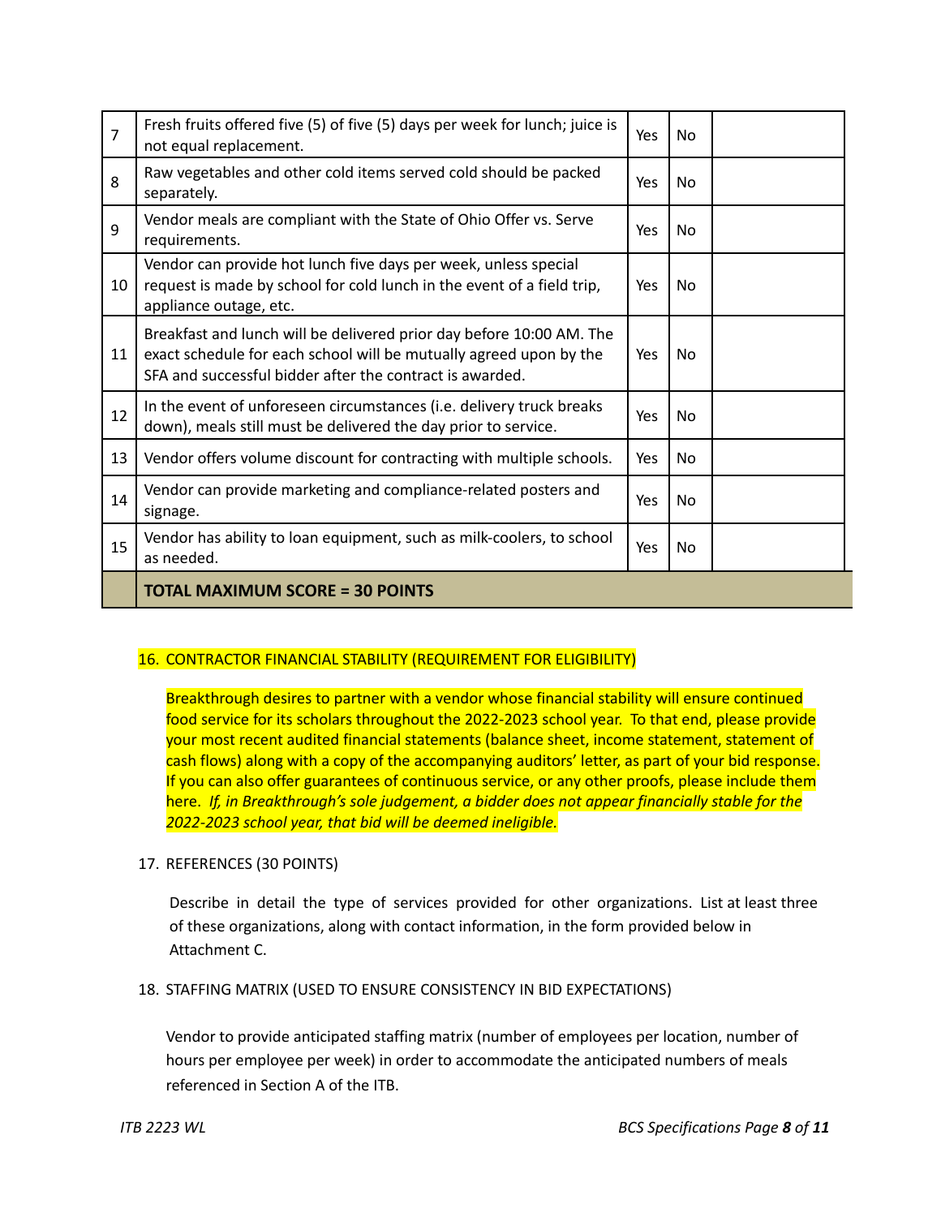| | | | | |
|---|---|---|---|---|
| 7 | Fresh fruits offered five (5) of five (5) days per week for lunch; juice is not equal replacement. | Yes | No | |
| 8 | Raw vegetables and other cold items served cold should be packed separately. | Yes | No | |
| 9 | Vendor meals are compliant with the State of Ohio Offer vs. Serve requirements. | Yes | No | |
| 10 | Vendor can provide hot lunch five days per week, unless special request is made by school for cold lunch in the event of a field trip, appliance outage, etc. | Yes | No | |
| 11 | Breakfast and lunch will be delivered prior day before 10:00 AM. The exact schedule for each school will be mutually agreed upon by the SFA and successful bidder after the contract is awarded. | Yes | No | |
| 12 | In the event of unforeseen circumstances (i.e. delivery truck breaks down), meals still must be delivered the day prior to service. | Yes | No | |
| 13 | Vendor offers volume discount for contracting with multiple schools. | Yes | No | |
| 14 | Vendor can provide marketing and compliance-related posters and signage. | Yes | No | |
| 15 | Vendor has ability to loan equipment, such as milk-coolers, to school as needed. | Yes | No | |
| | **TOTAL MAXIMUM SCORE = 30 POINTS** | | | |

16. CONTRACTOR FINANCIAL STABILITY (REQUIREMENT FOR ELIGIBILITY)

    Breakthrough desires to partner with a vendor whose financial stability will ensure continued food service for its scholars throughout the 2022-2023 school year. To that end, please provide your most recent audited financial statements (balance sheet, income statement, statement of cash flows) along with a copy of the accompanying auditors' letter, as part of your bid response. If you can also offer guarantees of continuous service, or any other proofs, please include them here. *If, in Breakthrough's sole judgement, a bidder does not appear financially stable for the 2022-2023 school year, that bid will be deemed ineligible.*

17. REFERENCES (30 POINTS)

    Describe in detail the type of services provided for other organizations. List at least three of these organizations, along with contact information, in the form provided below in Attachment C.

18. STAFFING MATRIX (USED TO ENSURE CONSISTENCY IN BID EXPECTATIONS)

    Vendor to provide anticipated staffing matrix (number of employees per location, number of hours per employee per week) in order to accommodate the anticipated numbers of meals referenced in Section A of the ITB.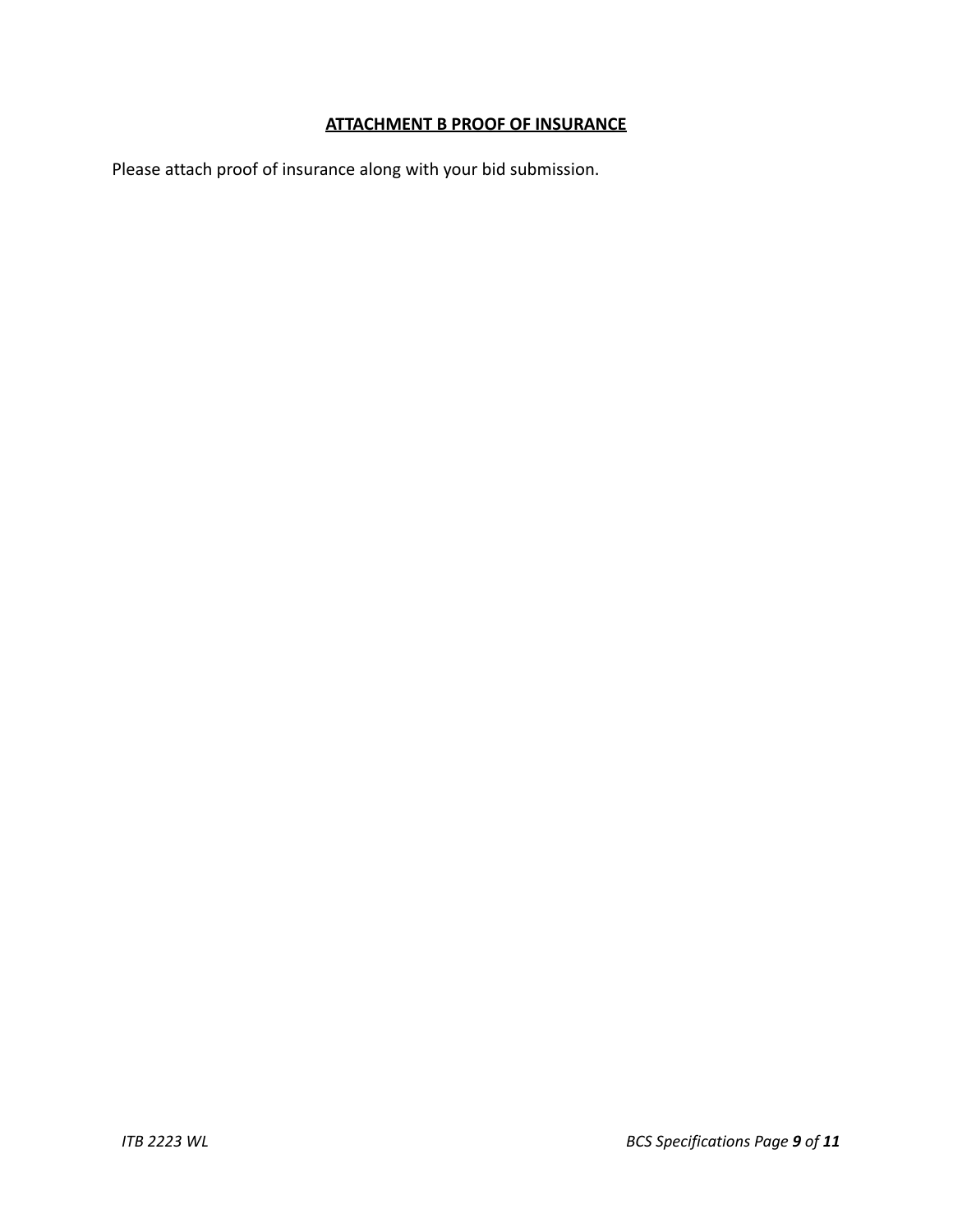## **ATTACHMENT B PROOF OF INSURANCE**

Please attach proof of insurance along with your bid submission.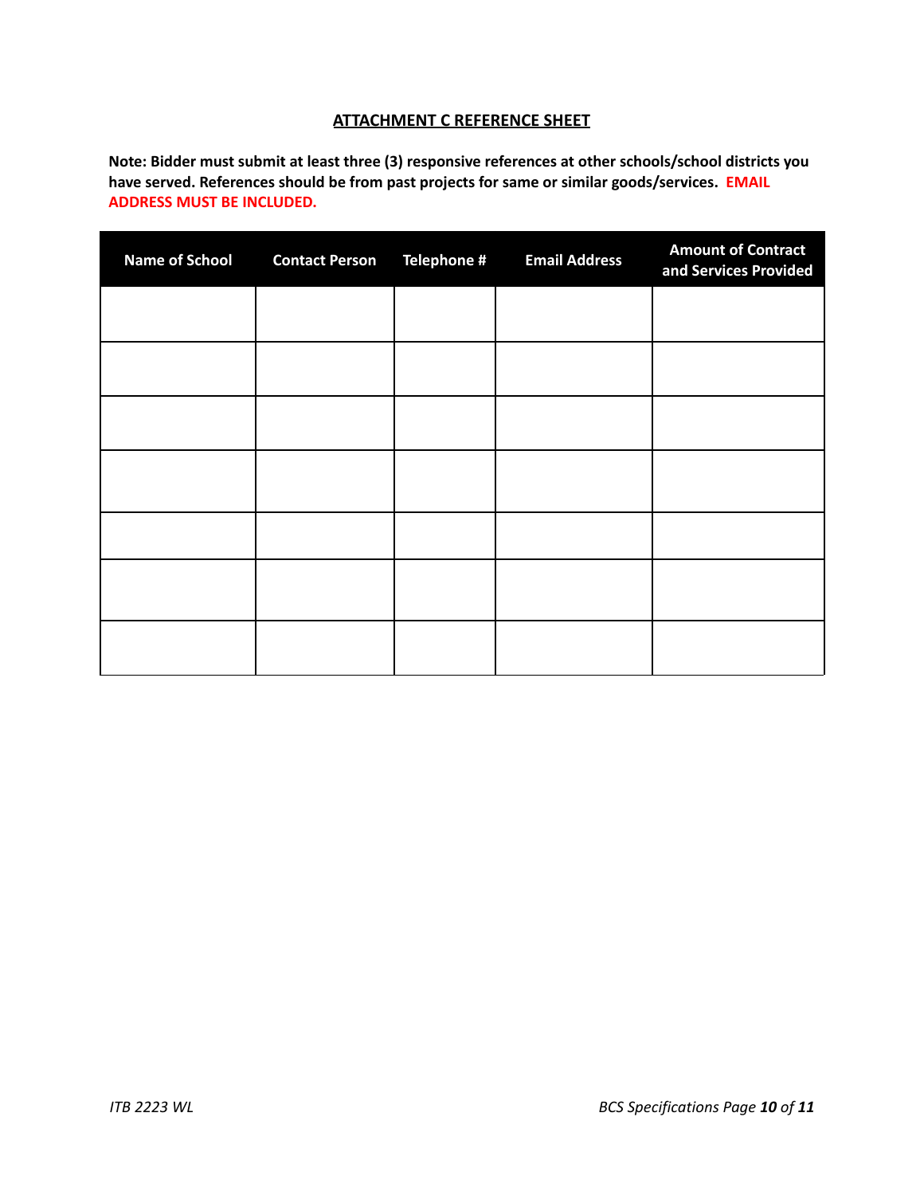## ATTACHMENT C REFERENCE SHEET

**Note: Bidder must submit at least three (3) responsive references at other schools/school districts you have served. References should be from past projects for same or similar goods/services. EMAIL ADDRESS MUST BE INCLUDED.**

| Name of School | Contact Person | Telephone # | Email Address | Amount of Contract and Services Provided |
|---|---|---|---|---|
| | | | | |
| | | | | |
| | | | | |
| | | | | |
| | | | | |
| | | | | |
| | | | | |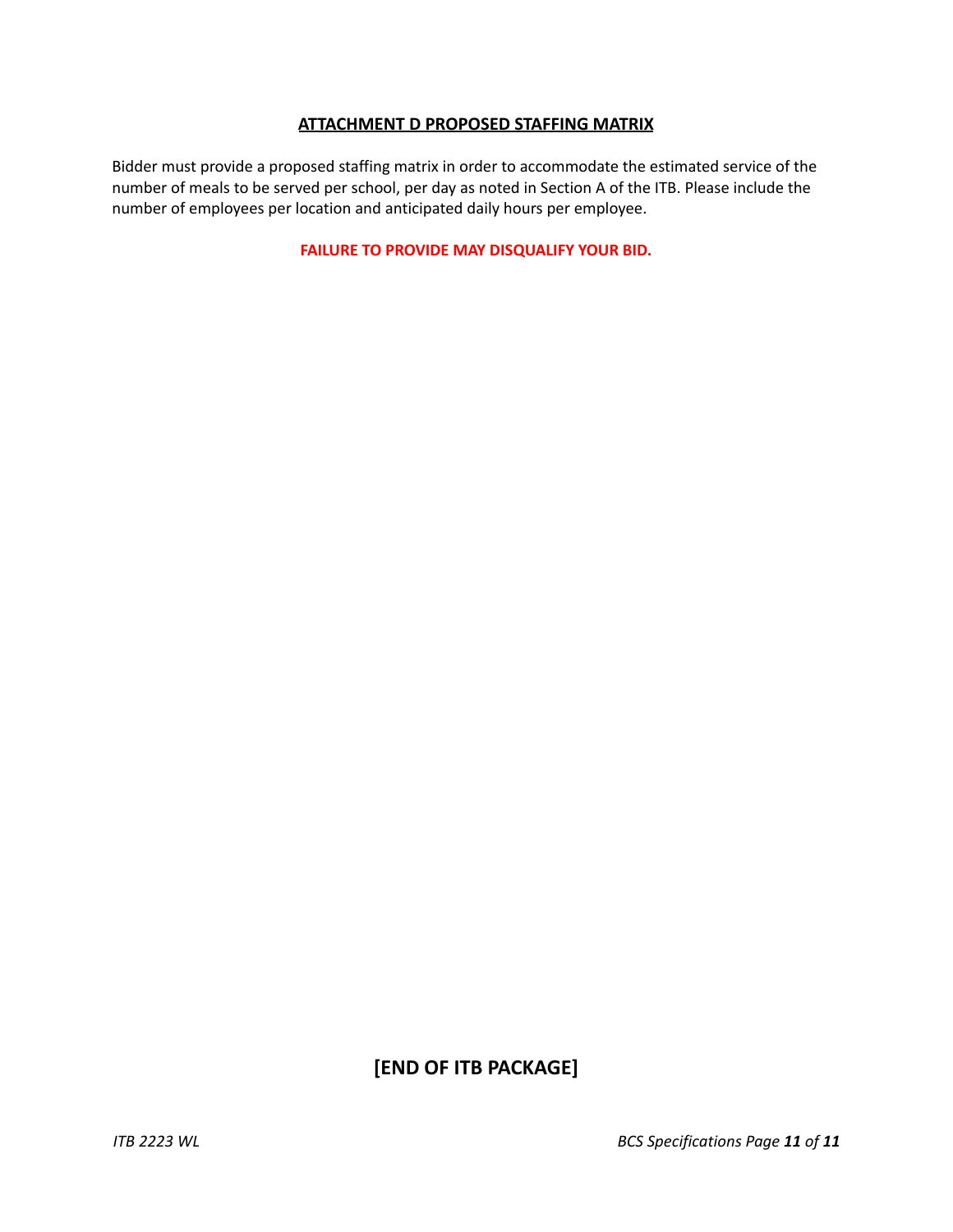## ATTACHMENT D PROPOSED STAFFING MATRIX

Bidder must provide a proposed staffing matrix in order to accommodate the estimated service of the number of meals to be served per school, per day as noted in Section A of the ITB. Please include the number of employees per location and anticipated daily hours per employee.

**FAILURE TO PROVIDE MAY DISQUALIFY YOUR BID.**

## [END OF ITB PACKAGE]